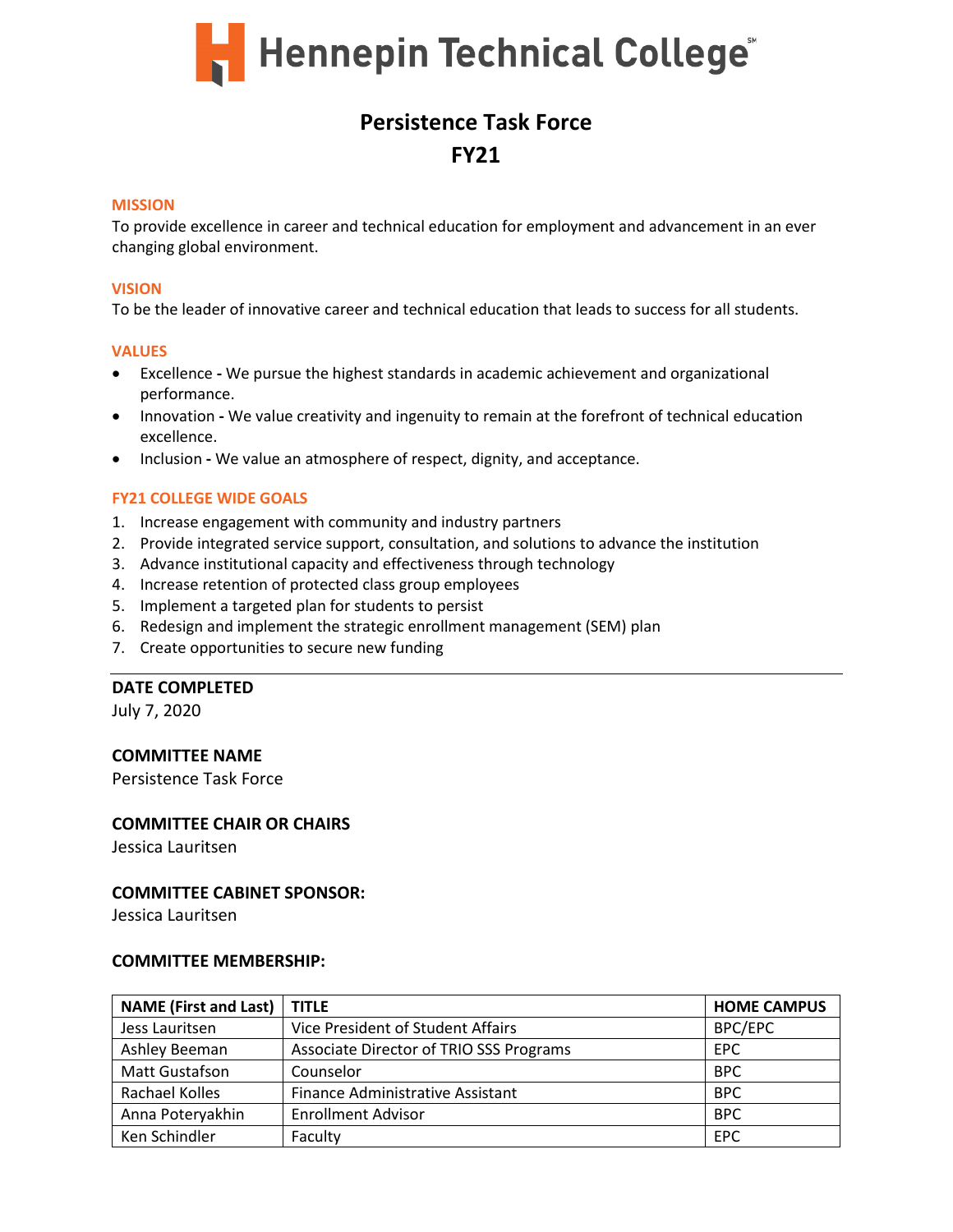# Hennepin Technical College

## Persistence Task Force
## FY21

### MISSION
To provide excellence in career and technical education for employment and advancement in an ever changing global environment.

### VISION
To be the leader of innovative career and technical education that leads to success for all students.

### VALUES
- Excellence **-** We pursue the highest standards in academic achievement and organizational performance.
- Innovation **-** We value creativity and ingenuity to remain at the forefront of technical education excellence.
- Inclusion **-** We value an atmosphere of respect, dignity, and acceptance.

### FY21 COLLEGE WIDE GOALS
1. Increase engagement with community and industry partners
2. Provide integrated service support, consultation, and solutions to advance the institution
3. Advance institutional capacity and effectiveness through technology
4. Increase retention of protected class group employees
5. Implement a targeted plan for students to persist
6. Redesign and implement the strategic enrollment management (SEM) plan
7. Create opportunities to secure new funding

---

**DATE COMPLETED**
July 7, 2020

**COMMITTEE NAME**
Persistence Task Force

**COMMITTEE CHAIR OR CHAIRS**
Jessica Lauritsen

**COMMITTEE CABINET SPONSOR:**
Jessica Lauritsen

**COMMITTEE MEMBERSHIP:**

| NAME (First and Last) | TITLE | HOME CAMPUS |
|---|---|---|
| Jess Lauritsen | Vice President of Student Affairs | BPC/EPC |
| Ashley Beeman | Associate Director of TRIO SSS Programs | EPC |
| Matt Gustafson | Counselor | BPC |
| Rachael Kolles | Finance Administrative Assistant | BPC |
| Anna Poteryakhin | Enrollment Advisor | BPC |
| Ken Schindler | Faculty | EPC |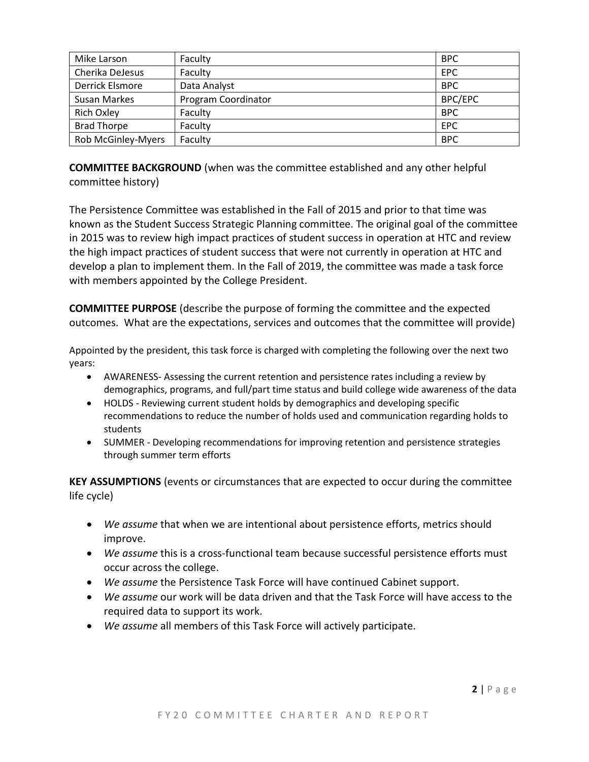| Mike Larson | Faculty | BPC |
|---|---|---|
| Cherika DeJesus | Faculty | EPC |
| Derrick Elsmore | Data Analyst | BPC |
| Susan Markes | Program Coordinator | BPC/EPC |
| Rich Oxley | Faculty | BPC |
| Brad Thorpe | Faculty | EPC |
| Rob McGinley-Myers | Faculty | BPC |

**COMMITTEE BACKGROUND** (when was the committee established and any other helpful committee history)

The Persistence Committee was established in the Fall of 2015 and prior to that time was known as the Student Success Strategic Planning committee. The original goal of the committee in 2015 was to review high impact practices of student success in operation at HTC and review the high impact practices of student success that were not currently in operation at HTC and develop a plan to implement them. In the Fall of 2019, the committee was made a task force with members appointed by the College President.

**COMMITTEE PURPOSE** (describe the purpose of forming the committee and the expected outcomes. What are the expectations, services and outcomes that the committee will provide)

Appointed by the president, this task force is charged with completing the following over the next two years:

- AWARENESS- Assessing the current retention and persistence rates including a review by demographics, programs, and full/part time status and build college wide awareness of the data
- HOLDS - Reviewing current student holds by demographics and developing specific recommendations to reduce the number of holds used and communication regarding holds to students
- SUMMER - Developing recommendations for improving retention and persistence strategies through summer term efforts

**KEY ASSUMPTIONS** (events or circumstances that are expected to occur during the committee life cycle)

- *We assume* that when we are intentional about persistence efforts, metrics should improve.
- *We assume* this is a cross-functional team because successful persistence efforts must occur across the college.
- *We assume* the Persistence Task Force will have continued Cabinet support.
- *We assume* our work will be data driven and that the Task Force will have access to the required data to support its work.
- *We assume* all members of this Task Force will actively participate.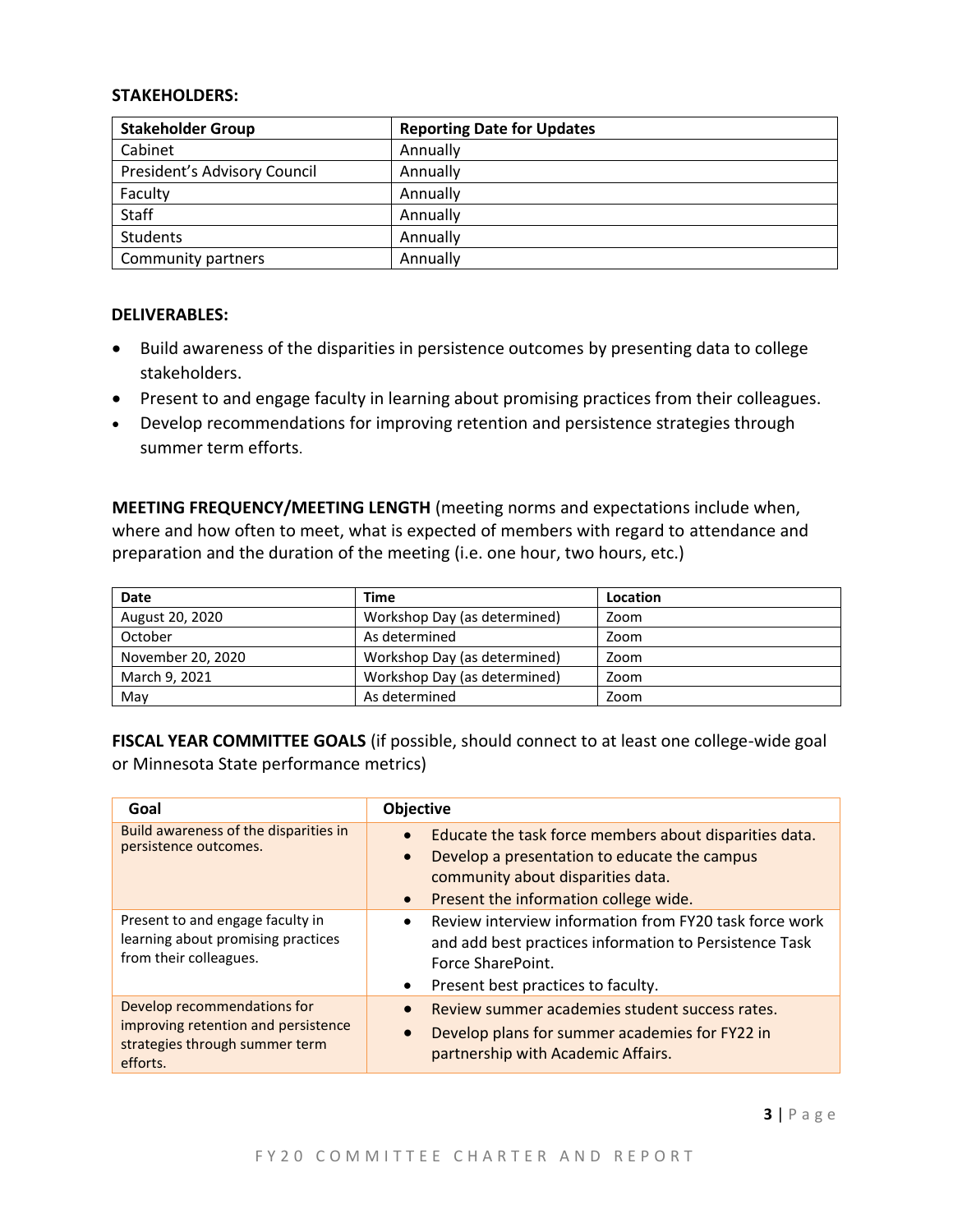**STAKEHOLDERS:**

| Stakeholder Group | Reporting Date for Updates |
|---|---|
| Cabinet | Annually |
| President's Advisory Council | Annually |
| Faculty | Annually |
| Staff | Annually |
| Students | Annually |
| Community partners | Annually |

**DELIVERABLES:**

- Build awareness of the disparities in persistence outcomes by presenting data to college stakeholders.
- Present to and engage faculty in learning about promising practices from their colleagues.
- Develop recommendations for improving retention and persistence strategies through summer term efforts.

**MEETING FREQUENCY/MEETING LENGTH** (meeting norms and expectations include when, where and how often to meet, what is expected of members with regard to attendance and preparation and the duration of the meeting (i.e. one hour, two hours, etc.)

| Date | Time | Location |
|---|---|---|
| August 20, 2020 | Workshop Day (as determined) | Zoom |
| October | As determined | Zoom |
| November 20, 2020 | Workshop Day (as determined) | Zoom |
| March 9, 2021 | Workshop Day (as determined) | Zoom |
| May | As determined | Zoom |

**FISCAL YEAR COMMITTEE GOALS** (if possible, should connect to at least one college-wide goal or Minnesota State performance metrics)

| Goal | Objective |
|---|---|
| Build awareness of the disparities in persistence outcomes. | • Educate the task force members about disparities data.<br>• Develop a presentation to educate the campus community about disparities data.<br>• Present the information college wide. |
| Present to and engage faculty in learning about promising practices from their colleagues. | • Review interview information from FY20 task force work and add best practices information to Persistence Task Force SharePoint.<br>• Present best practices to faculty. |
| Develop recommendations for improving retention and persistence strategies through summer term efforts. | • Review summer academies student success rates.<br>• Develop plans for summer academies for FY22 in partnership with Academic Affairs. |